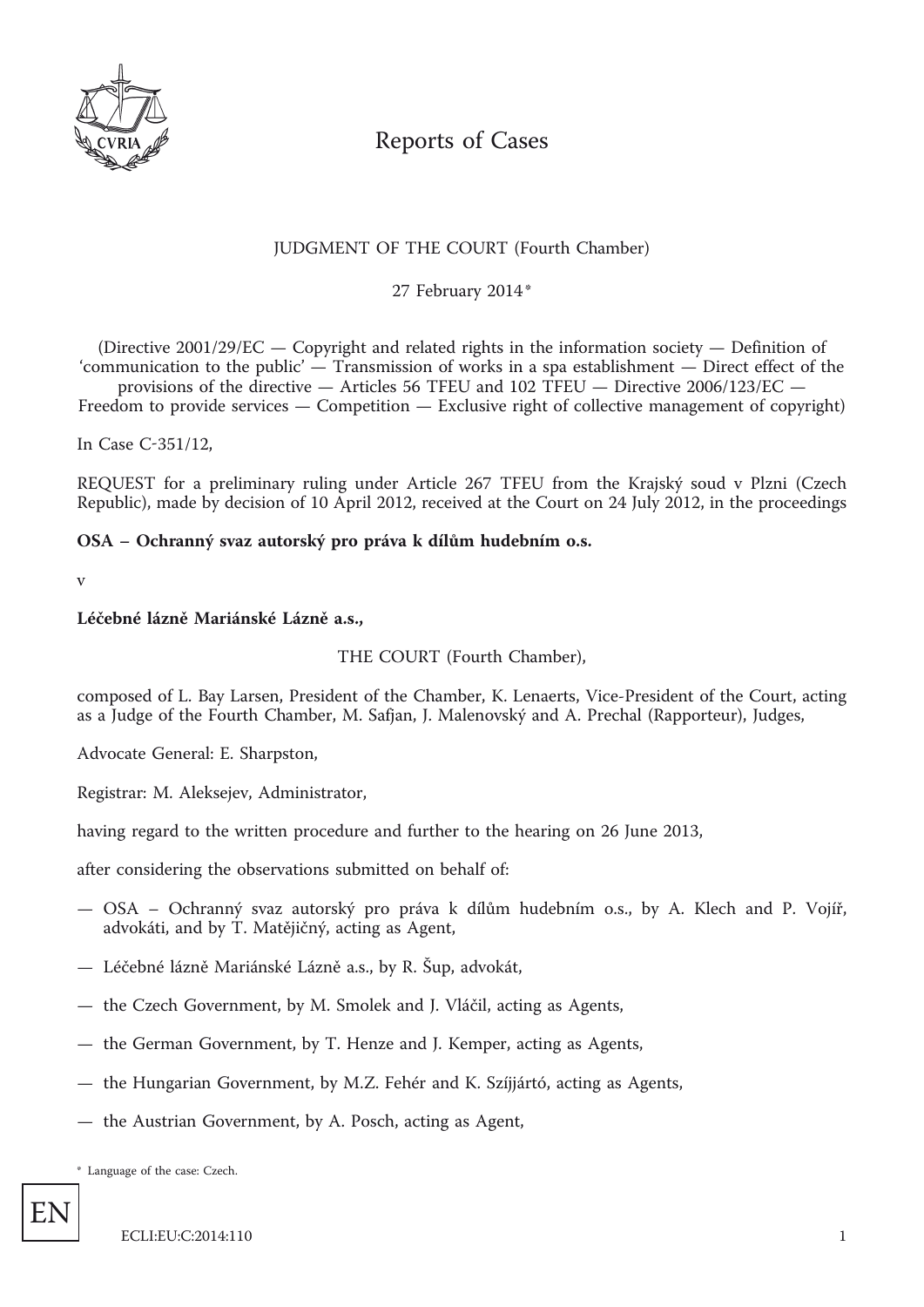# Reports of Cases

## JUDGMENT OF THE COURT (Fourth Chamber)

27 February 2014 *

(Directive 2001/29/EC — Copyright and related rights in the information society — Definition of 'communication to the public' — Transmission of works in a spa establishment — Direct effect of the provisions of the directive — Articles 56 TFEU and 102 TFEU — Directive 2006/123/EC — Freedom to provide services — Competition — Exclusive right of collective management of copyright)

In Case C-351/12,

REQUEST for a preliminary ruling under Article 267 TFEU from the Krajský soud v Plzni (Czech Republic), made by decision of 10 April 2012, received at the Court on 24 July 2012, in the proceedings

**OSA – Ochranný svaz autorský pro práva k dílům hudebním o.s.**

v

**Léčebné lázně Mariánské Lázně a.s.,**

THE COURT (Fourth Chamber),

composed of L. Bay Larsen, President of the Chamber, K. Lenaerts, Vice-President of the Court, acting as a Judge of the Fourth Chamber, M. Safjan, J. Malenovský and A. Prechal (Rapporteur), Judges,

Advocate General: E. Sharpston,

Registrar: M. Aleksejev, Administrator,

having regard to the written procedure and further to the hearing on 26 June 2013,

after considering the observations submitted on behalf of:

— OSA – Ochranný svaz autorský pro práva k dílům hudebním o.s., by A. Klech and P. Vojíř, advokáti, and by T. Matějičný, acting as Agent,

— Léčebné lázně Mariánské Lázně a.s., by R. Šup, advokát,

— the Czech Government, by M. Smolek and J. Vláčil, acting as Agents,

— the German Government, by T. Henze and J. Kemper, acting as Agents,

— the Hungarian Government, by M.Z. Fehér and K. Szíjjártó, acting as Agents,

— the Austrian Government, by A. Posch, acting as Agent,

* Language of the case: Czech.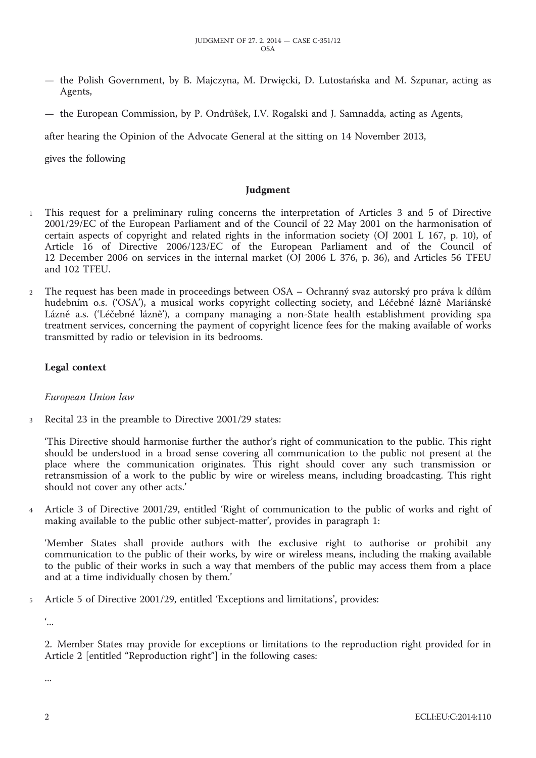— the Polish Government, by B. Majczyna, M. Drwięcki, D. Lutostańska and M. Szpunar, acting as Agents,

— the European Commission, by P. Ondrůšek, I.V. Rogalski and J. Samnadda, acting as Agents,

after hearing the Opinion of the Advocate General at the sitting on 14 November 2013,

gives the following

## Judgment

1 This request for a preliminary ruling concerns the interpretation of Articles 3 and 5 of Directive 2001/29/EC of the European Parliament and of the Council of 22 May 2001 on the harmonisation of certain aspects of copyright and related rights in the information society (OJ 2001 L 167, p. 10), of Article 16 of Directive 2006/123/EC of the European Parliament and of the Council of 12 December 2006 on services in the internal market (OJ 2006 L 376, p. 36), and Articles 56 TFEU and 102 TFEU.

2 The request has been made in proceedings between OSA – Ochranný svaz autorský pro práva k dílům hudebním o.s. ('OSA'), a musical works copyright collecting society, and Léčebné lázně Mariánské Lázně a.s. ('Léčebné lázně'), a company managing a non-State health establishment providing spa treatment services, concerning the payment of copyright licence fees for the making available of works transmitted by radio or television in its bedrooms.

### Legal context

*European Union law*

3 Recital 23 in the preamble to Directive 2001/29 states:

'This Directive should harmonise further the author's right of communication to the public. This right should be understood in a broad sense covering all communication to the public not present at the place where the communication originates. This right should cover any such transmission or retransmission of a work to the public by wire or wireless means, including broadcasting. This right should not cover any other acts.'

4 Article 3 of Directive 2001/29, entitled 'Right of communication to the public of works and right of making available to the public other subject-matter', provides in paragraph 1:

'Member States shall provide authors with the exclusive right to authorise or prohibit any communication to the public of their works, by wire or wireless means, including the making available to the public of their works in such a way that members of the public may access them from a place and at a time individually chosen by them.'

5 Article 5 of Directive 2001/29, entitled 'Exceptions and limitations', provides:

'...

2. Member States may provide for exceptions or limitations to the reproduction right provided for in Article 2 [entitled "Reproduction right"] in the following cases:

...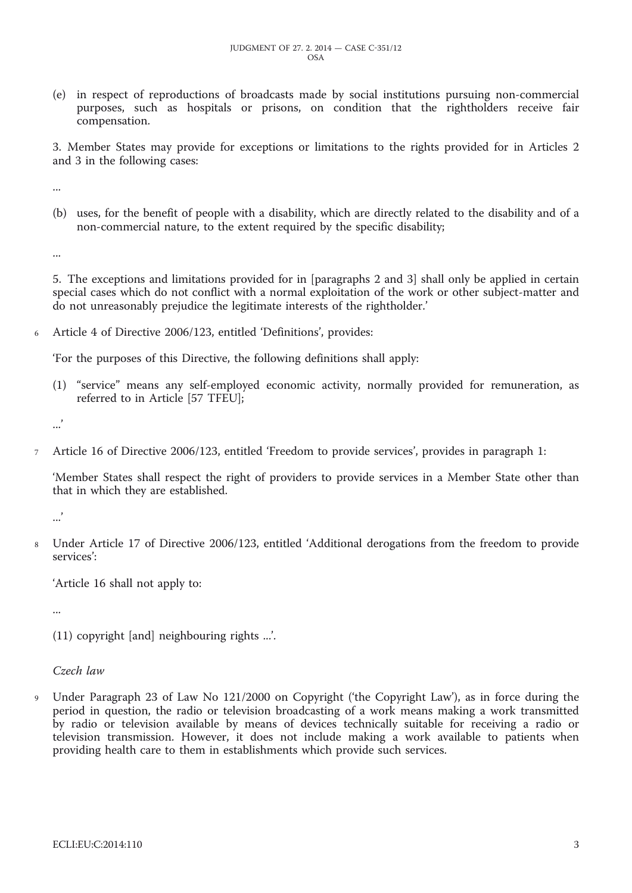(e) in respect of reproductions of broadcasts made by social institutions pursuing non-commercial purposes, such as hospitals or prisons, on condition that the rightholders receive fair compensation.

3. Member States may provide for exceptions or limitations to the rights provided for in Articles 2 and 3 in the following cases:

...

(b) uses, for the benefit of people with a disability, which are directly related to the disability and of a non-commercial nature, to the extent required by the specific disability;

...

5. The exceptions and limitations provided for in [paragraphs 2 and 3] shall only be applied in certain special cases which do not conflict with a normal exploitation of the work or other subject-matter and do not unreasonably prejudice the legitimate interests of the rightholder.'

6 Article 4 of Directive 2006/123, entitled 'Definitions', provides:

'For the purposes of this Directive, the following definitions shall apply:

(1) "service" means any self-employed economic activity, normally provided for remuneration, as referred to in Article [57 TFEU];

...'

7 Article 16 of Directive 2006/123, entitled 'Freedom to provide services', provides in paragraph 1:

'Member States shall respect the right of providers to provide services in a Member State other than that in which they are established.

...'

8 Under Article 17 of Directive 2006/123, entitled 'Additional derogations from the freedom to provide services':

'Article 16 shall not apply to:

...

(11) copyright [and] neighbouring rights ...'.

*Czech law*

9 Under Paragraph 23 of Law No 121/2000 on Copyright ('the Copyright Law'), as in force during the period in question, the radio or television broadcasting of a work means making a work transmitted by radio or television available by means of devices technically suitable for receiving a radio or television transmission. However, it does not include making a work available to patients when providing health care to them in establishments which provide such services.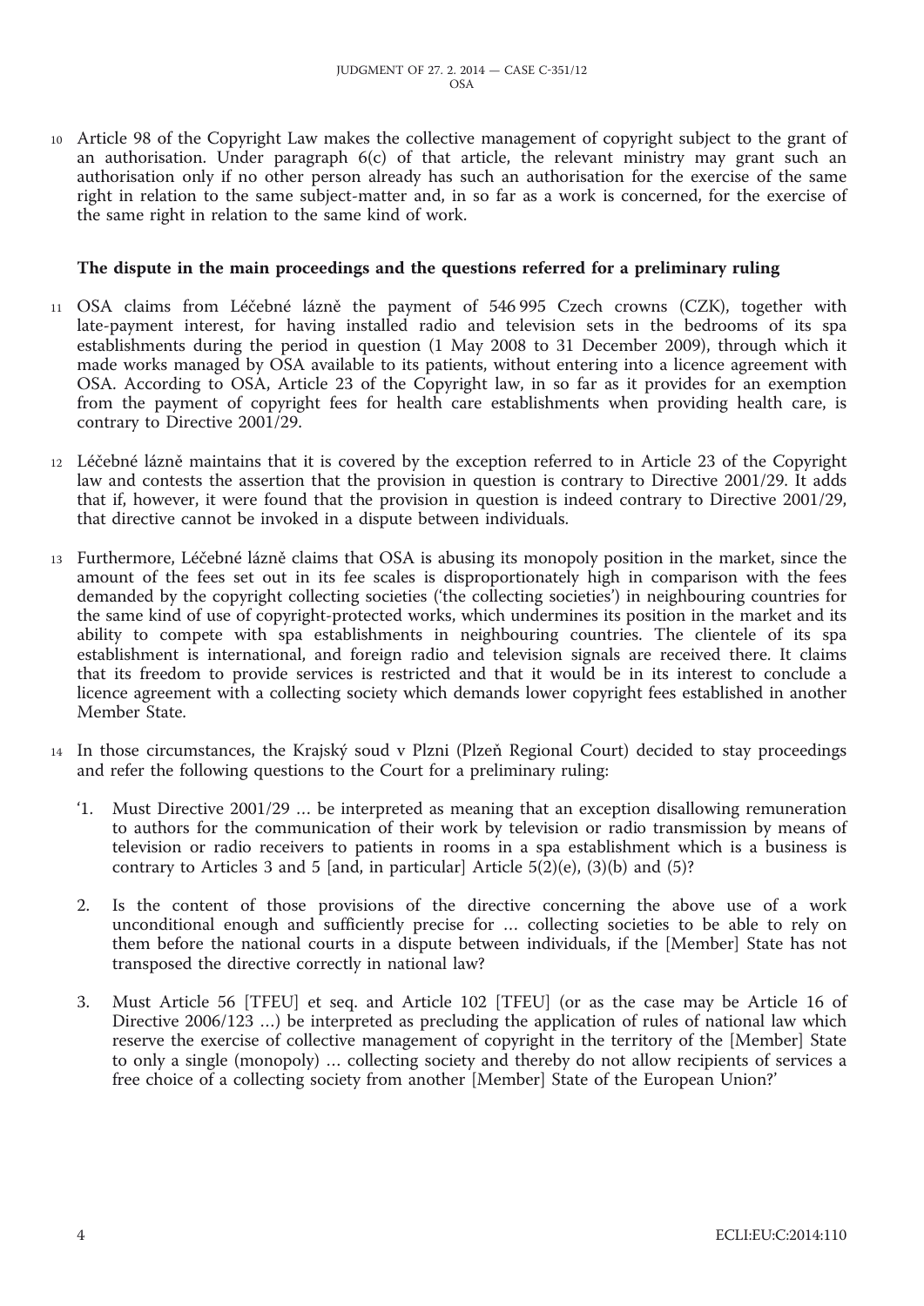10 Article 98 of the Copyright Law makes the collective management of copyright subject to the grant of an authorisation. Under paragraph 6(c) of that article, the relevant ministry may grant such an authorisation only if no other person already has such an authorisation for the exercise of the same right in relation to the same subject-matter and, in so far as a work is concerned, for the exercise of the same right in relation to the same kind of work.

## The dispute in the main proceedings and the questions referred for a preliminary ruling

11 OSA claims from Léčebné lázně the payment of 546 995 Czech crowns (CZK), together with late-payment interest, for having installed radio and television sets in the bedrooms of its spa establishments during the period in question (1 May 2008 to 31 December 2009), through which it made works managed by OSA available to its patients, without entering into a licence agreement with OSA. According to OSA, Article 23 of the Copyright law, in so far as it provides for an exemption from the payment of copyright fees for health care establishments when providing health care, is contrary to Directive 2001/29.

12 Léčebné lázně maintains that it is covered by the exception referred to in Article 23 of the Copyright law and contests the assertion that the provision in question is contrary to Directive 2001/29. It adds that if, however, it were found that the provision in question is indeed contrary to Directive 2001/29, that directive cannot be invoked in a dispute between individuals.

13 Furthermore, Léčebné lázně claims that OSA is abusing its monopoly position in the market, since the amount of the fees set out in its fee scales is disproportionately high in comparison with the fees demanded by the copyright collecting societies ('the collecting societies') in neighbouring countries for the same kind of use of copyright-protected works, which undermines its position in the market and its ability to compete with spa establishments in neighbouring countries. The clientele of its spa establishment is international, and foreign radio and television signals are received there. It claims that its freedom to provide services is restricted and that it would be in its interest to conclude a licence agreement with a collecting society which demands lower copyright fees established in another Member State.

14 In those circumstances, the Krajský soud v Plzni (Plzeň Regional Court) decided to stay proceedings and refer the following questions to the Court for a preliminary ruling:

'1. Must Directive 2001/29 … be interpreted as meaning that an exception disallowing remuneration to authors for the communication of their work by television or radio transmission by means of television or radio receivers to patients in rooms in a spa establishment which is a business is contrary to Articles 3 and 5 [and, in particular] Article 5(2)(e), (3)(b) and (5)?

2. Is the content of those provisions of the directive concerning the above use of a work unconditional enough and sufficiently precise for … collecting societies to be able to rely on them before the national courts in a dispute between individuals, if the [Member] State has not transposed the directive correctly in national law?

3. Must Article 56 [TFEU] et seq. and Article 102 [TFEU] (or as the case may be Article 16 of Directive 2006/123 …) be interpreted as precluding the application of rules of national law which reserve the exercise of collective management of copyright in the territory of the [Member] State to only a single (monopoly) … collecting society and thereby do not allow recipients of services a free choice of a collecting society from another [Member] State of the European Union?'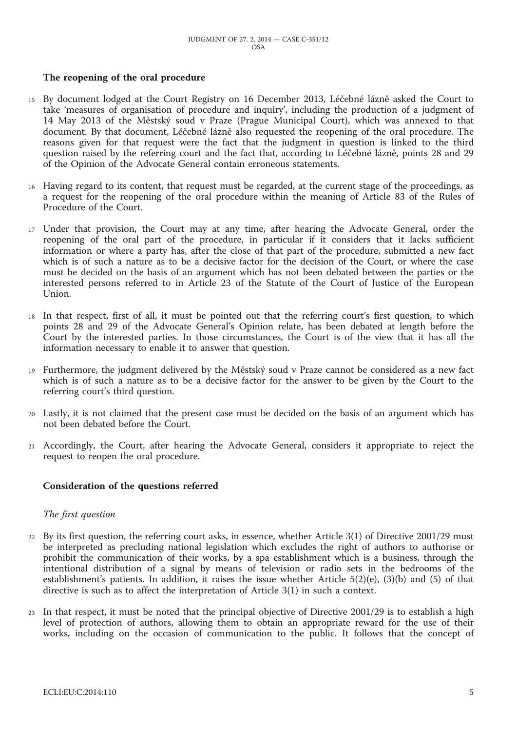## The reopening of the oral procedure

15 By document lodged at the Court Registry on 16 December 2013, Léčebné lázně asked the Court to take 'measures of organisation of procedure and inquiry', including the production of a judgment of 14 May 2013 of the Městský soud v Praze (Prague Municipal Court), which was annexed to that document. By that document, Léčebné lázně also requested the reopening of the oral procedure. The reasons given for that request were the fact that the judgment in question is linked to the third question raised by the referring court and the fact that, according to Léčebné lázně, points 28 and 29 of the Opinion of the Advocate General contain erroneous statements.

16 Having regard to its content, that request must be regarded, at the current stage of the proceedings, as a request for the reopening of the oral procedure within the meaning of Article 83 of the Rules of Procedure of the Court.

17 Under that provision, the Court may at any time, after hearing the Advocate General, order the reopening of the oral part of the procedure, in particular if it considers that it lacks sufficient information or where a party has, after the close of that part of the procedure, submitted a new fact which is of such a nature as to be a decisive factor for the decision of the Court, or where the case must be decided on the basis of an argument which has not been debated between the parties or the interested persons referred to in Article 23 of the Statute of the Court of Justice of the European Union.

18 In that respect, first of all, it must be pointed out that the referring court's first question, to which points 28 and 29 of the Advocate General's Opinion relate, has been debated at length before the Court by the interested parties. In those circumstances, the Court is of the view that it has all the information necessary to enable it to answer that question.

19 Furthermore, the judgment delivered by the Městský soud v Praze cannot be considered as a new fact which is of such a nature as to be a decisive factor for the answer to be given by the Court to the referring court's third question.

20 Lastly, it is not claimed that the present case must be decided on the basis of an argument which has not been debated before the Court.

21 Accordingly, the Court, after hearing the Advocate General, considers it appropriate to reject the request to reopen the oral procedure.

## Consideration of the questions referred

### *The first question*

22 By its first question, the referring court asks, in essence, whether Article 3(1) of Directive 2001/29 must be interpreted as precluding national legislation which excludes the right of authors to authorise or prohibit the communication of their works, by a spa establishment which is a business, through the intentional distribution of a signal by means of television or radio sets in the bedrooms of the establishment's patients. In addition, it raises the issue whether Article 5(2)(e), (3)(b) and (5) of that directive is such as to affect the interpretation of Article 3(1) in such a context.

23 In that respect, it must be noted that the principal objective of Directive 2001/29 is to establish a high level of protection of authors, allowing them to obtain an appropriate reward for the use of their works, including on the occasion of communication to the public. It follows that the concept of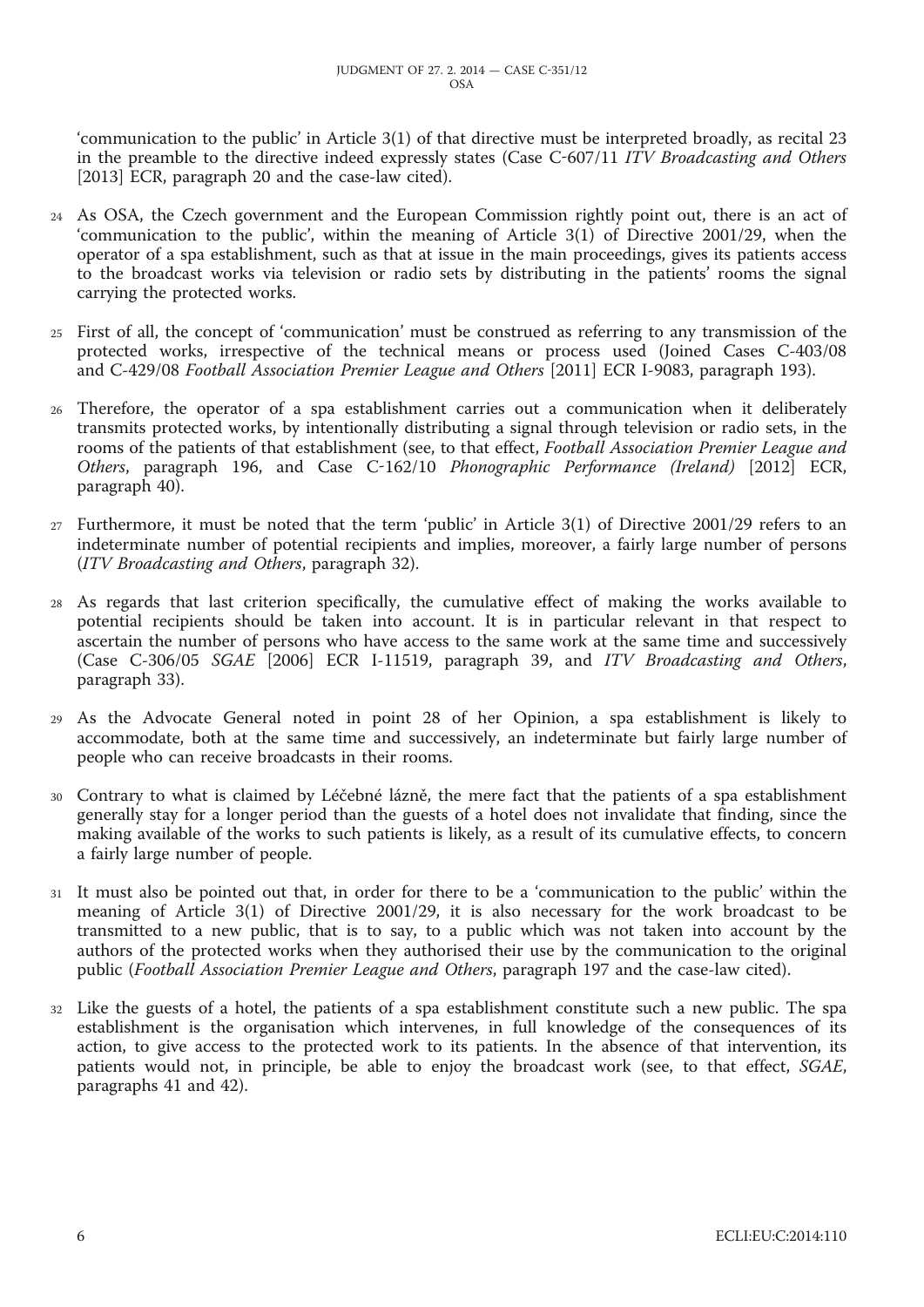'communication to the public' in Article 3(1) of that directive must be interpreted broadly, as recital 23 in the preamble to the directive indeed expressly states (Case C-607/11 *ITV Broadcasting and Others* [2013] ECR, paragraph 20 and the case-law cited).

24 As OSA, the Czech government and the European Commission rightly point out, there is an act of 'communication to the public', within the meaning of Article 3(1) of Directive 2001/29, when the operator of a spa establishment, such as that at issue in the main proceedings, gives its patients access to the broadcast works via television or radio sets by distributing in the patients' rooms the signal carrying the protected works.

25 First of all, the concept of 'communication' must be construed as referring to any transmission of the protected works, irrespective of the technical means or process used (Joined Cases C-403/08 and C-429/08 *Football Association Premier League and Others* [2011] ECR I-9083, paragraph 193).

26 Therefore, the operator of a spa establishment carries out a communication when it deliberately transmits protected works, by intentionally distributing a signal through television or radio sets, in the rooms of the patients of that establishment (see, to that effect, *Football Association Premier League and Others*, paragraph 196, and Case C-162/10 *Phonographic Performance (Ireland)* [2012] ECR, paragraph 40).

27 Furthermore, it must be noted that the term 'public' in Article 3(1) of Directive 2001/29 refers to an indeterminate number of potential recipients and implies, moreover, a fairly large number of persons (*ITV Broadcasting and Others*, paragraph 32).

28 As regards that last criterion specifically, the cumulative effect of making the works available to potential recipients should be taken into account. It is in particular relevant in that respect to ascertain the number of persons who have access to the same work at the same time and successively (Case C-306/05 *SGAE* [2006] ECR I-11519, paragraph 39, and *ITV Broadcasting and Others*, paragraph 33).

29 As the Advocate General noted in point 28 of her Opinion, a spa establishment is likely to accommodate, both at the same time and successively, an indeterminate but fairly large number of people who can receive broadcasts in their rooms.

30 Contrary to what is claimed by Léčebné lázně, the mere fact that the patients of a spa establishment generally stay for a longer period than the guests of a hotel does not invalidate that finding, since the making available of the works to such patients is likely, as a result of its cumulative effects, to concern a fairly large number of people.

31 It must also be pointed out that, in order for there to be a 'communication to the public' within the meaning of Article 3(1) of Directive 2001/29, it is also necessary for the work broadcast to be transmitted to a new public, that is to say, to a public which was not taken into account by the authors of the protected works when they authorised their use by the communication to the original public (*Football Association Premier League and Others*, paragraph 197 and the case-law cited).

32 Like the guests of a hotel, the patients of a spa establishment constitute such a new public. The spa establishment is the organisation which intervenes, in full knowledge of the consequences of its action, to give access to the protected work to its patients. In the absence of that intervention, its patients would not, in principle, be able to enjoy the broadcast work (see, to that effect, *SGAE*, paragraphs 41 and 42).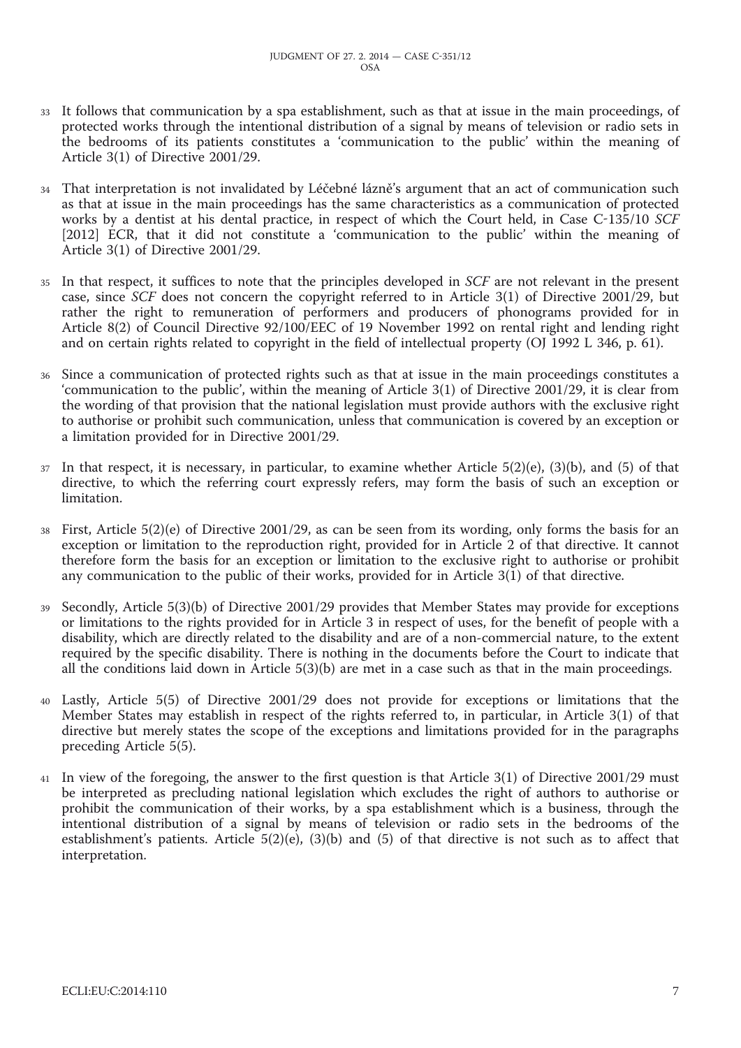33 It follows that communication by a spa establishment, such as that at issue in the main proceedings, of protected works through the intentional distribution of a signal by means of television or radio sets in the bedrooms of its patients constitutes a 'communication to the public' within the meaning of Article 3(1) of Directive 2001/29.

34 That interpretation is not invalidated by Léčebné lázně's argument that an act of communication such as that at issue in the main proceedings has the same characteristics as a communication of protected works by a dentist at his dental practice, in respect of which the Court held, in Case C-135/10 *SCF* [2012] ECR, that it did not constitute a 'communication to the public' within the meaning of Article 3(1) of Directive 2001/29.

35 In that respect, it suffices to note that the principles developed in *SCF* are not relevant in the present case, since *SCF* does not concern the copyright referred to in Article 3(1) of Directive 2001/29, but rather the right to remuneration of performers and producers of phonograms provided for in Article 8(2) of Council Directive 92/100/EEC of 19 November 1992 on rental right and lending right and on certain rights related to copyright in the field of intellectual property (OJ 1992 L 346, p. 61).

36 Since a communication of protected rights such as that at issue in the main proceedings constitutes a 'communication to the public', within the meaning of Article 3(1) of Directive 2001/29, it is clear from the wording of that provision that the national legislation must provide authors with the exclusive right to authorise or prohibit such communication, unless that communication is covered by an exception or a limitation provided for in Directive 2001/29.

37 In that respect, it is necessary, in particular, to examine whether Article 5(2)(e), (3)(b), and (5) of that directive, to which the referring court expressly refers, may form the basis of such an exception or limitation.

38 First, Article 5(2)(e) of Directive 2001/29, as can be seen from its wording, only forms the basis for an exception or limitation to the reproduction right, provided for in Article 2 of that directive. It cannot therefore form the basis for an exception or limitation to the exclusive right to authorise or prohibit any communication to the public of their works, provided for in Article 3(1) of that directive.

39 Secondly, Article 5(3)(b) of Directive 2001/29 provides that Member States may provide for exceptions or limitations to the rights provided for in Article 3 in respect of uses, for the benefit of people with a disability, which are directly related to the disability and are of a non-commercial nature, to the extent required by the specific disability. There is nothing in the documents before the Court to indicate that all the conditions laid down in Article 5(3)(b) are met in a case such as that in the main proceedings.

40 Lastly, Article 5(5) of Directive 2001/29 does not provide for exceptions or limitations that the Member States may establish in respect of the rights referred to, in particular, in Article 3(1) of that directive but merely states the scope of the exceptions and limitations provided for in the paragraphs preceding Article 5(5).

41 In view of the foregoing, the answer to the first question is that Article 3(1) of Directive 2001/29 must be interpreted as precluding national legislation which excludes the right of authors to authorise or prohibit the communication of their works, by a spa establishment which is a business, through the intentional distribution of a signal by means of television or radio sets in the bedrooms of the establishment's patients. Article 5(2)(e), (3)(b) and (5) of that directive is not such as to affect that interpretation.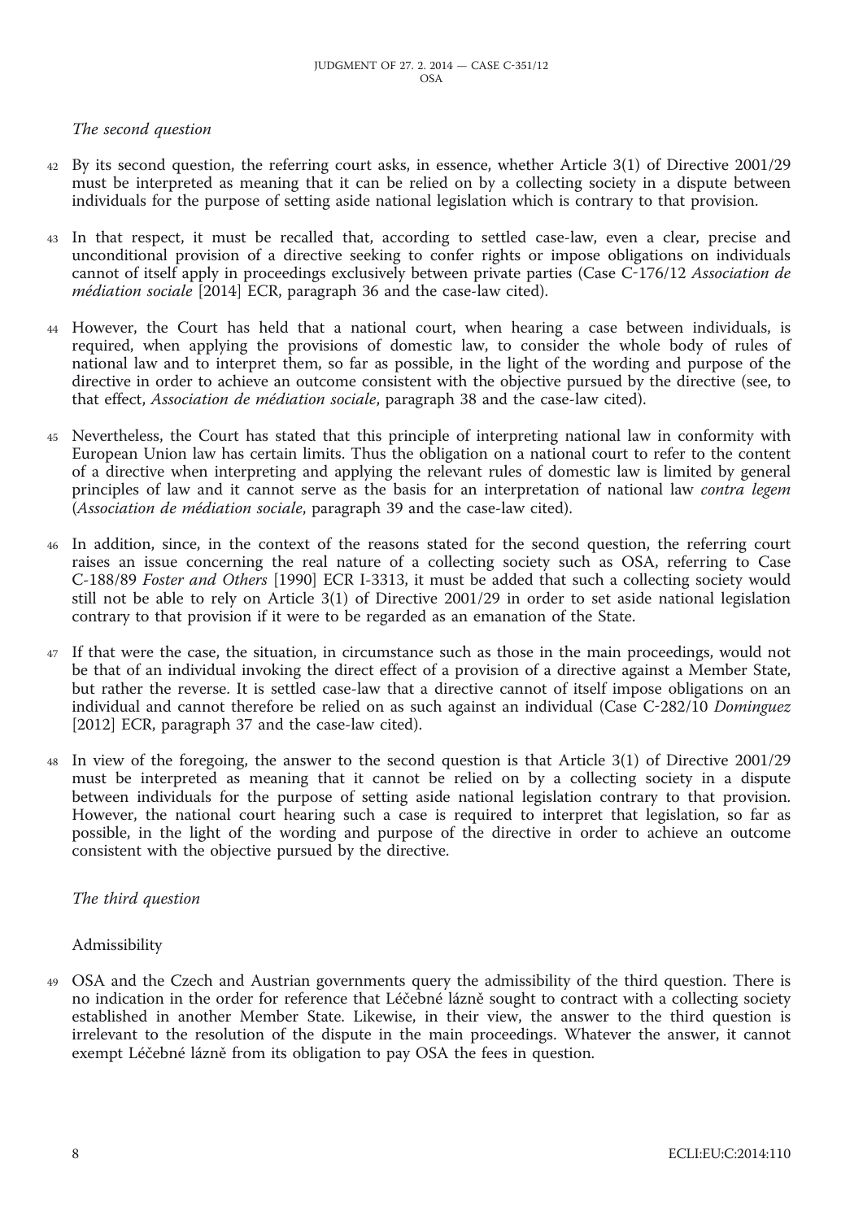*The second question*

42 By its second question, the referring court asks, in essence, whether Article 3(1) of Directive 2001/29 must be interpreted as meaning that it can be relied on by a collecting society in a dispute between individuals for the purpose of setting aside national legislation which is contrary to that provision.

43 In that respect, it must be recalled that, according to settled case-law, even a clear, precise and unconditional provision of a directive seeking to confer rights or impose obligations on individuals cannot of itself apply in proceedings exclusively between private parties (Case C-176/12 *Association de médiation sociale* [2014] ECR, paragraph 36 and the case-law cited).

44 However, the Court has held that a national court, when hearing a case between individuals, is required, when applying the provisions of domestic law, to consider the whole body of rules of national law and to interpret them, so far as possible, in the light of the wording and purpose of the directive in order to achieve an outcome consistent with the objective pursued by the directive (see, to that effect, *Association de médiation sociale*, paragraph 38 and the case-law cited).

45 Nevertheless, the Court has stated that this principle of interpreting national law in conformity with European Union law has certain limits. Thus the obligation on a national court to refer to the content of a directive when interpreting and applying the relevant rules of domestic law is limited by general principles of law and it cannot serve as the basis for an interpretation of national law *contra legem* (*Association de médiation sociale*, paragraph 39 and the case-law cited).

46 In addition, since, in the context of the reasons stated for the second question, the referring court raises an issue concerning the real nature of a collecting society such as OSA, referring to Case C-188/89 *Foster and Others* [1990] ECR I-3313, it must be added that such a collecting society would still not be able to rely on Article 3(1) of Directive 2001/29 in order to set aside national legislation contrary to that provision if it were to be regarded as an emanation of the State.

47 If that were the case, the situation, in circumstance such as those in the main proceedings, would not be that of an individual invoking the direct effect of a provision of a directive against a Member State, but rather the reverse. It is settled case-law that a directive cannot of itself impose obligations on an individual and cannot therefore be relied on as such against an individual (Case C-282/10 *Dominguez* [2012] ECR, paragraph 37 and the case-law cited).

48 In view of the foregoing, the answer to the second question is that Article 3(1) of Directive 2001/29 must be interpreted as meaning that it cannot be relied on by a collecting society in a dispute between individuals for the purpose of setting aside national legislation contrary to that provision. However, the national court hearing such a case is required to interpret that legislation, so far as possible, in the light of the wording and purpose of the directive in order to achieve an outcome consistent with the objective pursued by the directive.

*The third question*

Admissibility

49 OSA and the Czech and Austrian governments query the admissibility of the third question. There is no indication in the order for reference that Léčebné lázně sought to contract with a collecting society established in another Member State. Likewise, in their view, the answer to the third question is irrelevant to the resolution of the dispute in the main proceedings. Whatever the answer, it cannot exempt Léčebné lázně from its obligation to pay OSA the fees in question.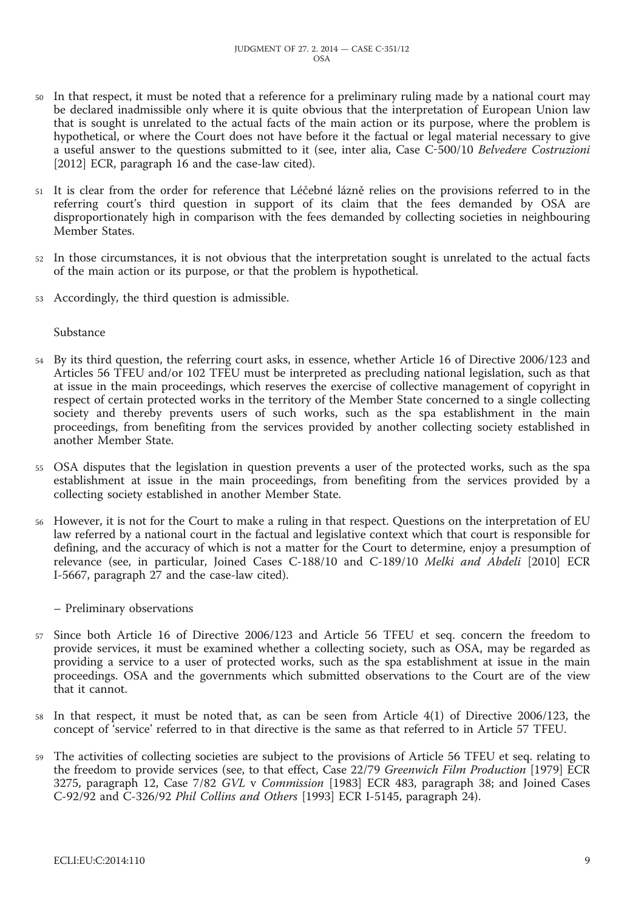50 In that respect, it must be noted that a reference for a preliminary ruling made by a national court may be declared inadmissible only where it is quite obvious that the interpretation of European Union law that is sought is unrelated to the actual facts of the main action or its purpose, where the problem is hypothetical, or where the Court does not have before it the factual or legal material necessary to give a useful answer to the questions submitted to it (see, inter alia, Case C-500/10 *Belvedere Costruzioni* [2012] ECR, paragraph 16 and the case-law cited).

51 It is clear from the order for reference that Léčebné lázně relies on the provisions referred to in the referring court's third question in support of its claim that the fees demanded by OSA are disproportionately high in comparison with the fees demanded by collecting societies in neighbouring Member States.

52 In those circumstances, it is not obvious that the interpretation sought is unrelated to the actual facts of the main action or its purpose, or that the problem is hypothetical.

53 Accordingly, the third question is admissible.

Substance

54 By its third question, the referring court asks, in essence, whether Article 16 of Directive 2006/123 and Articles 56 TFEU and/or 102 TFEU must be interpreted as precluding national legislation, such as that at issue in the main proceedings, which reserves the exercise of collective management of copyright in respect of certain protected works in the territory of the Member State concerned to a single collecting society and thereby prevents users of such works, such as the spa establishment in the main proceedings, from benefiting from the services provided by another collecting society established in another Member State.

55 OSA disputes that the legislation in question prevents a user of the protected works, such as the spa establishment at issue in the main proceedings, from benefiting from the services provided by a collecting society established in another Member State.

56 However, it is not for the Court to make a ruling in that respect. Questions on the interpretation of EU law referred by a national court in the factual and legislative context which that court is responsible for defining, and the accuracy of which is not a matter for the Court to determine, enjoy a presumption of relevance (see, in particular, Joined Cases C-188/10 and C-189/10 *Melki and Abdeli* [2010] ECR I-5667, paragraph 27 and the case-law cited).

– Preliminary observations

57 Since both Article 16 of Directive 2006/123 and Article 56 TFEU et seq. concern the freedom to provide services, it must be examined whether a collecting society, such as OSA, may be regarded as providing a service to a user of protected works, such as the spa establishment at issue in the main proceedings. OSA and the governments which submitted observations to the Court are of the view that it cannot.

58 In that respect, it must be noted that, as can be seen from Article 4(1) of Directive 2006/123, the concept of 'service' referred to in that directive is the same as that referred to in Article 57 TFEU.

59 The activities of collecting societies are subject to the provisions of Article 56 TFEU et seq. relating to the freedom to provide services (see, to that effect, Case 22/79 *Greenwich Film Production* [1979] ECR 3275, paragraph 12, Case 7/82 *GVL* v *Commission* [1983] ECR 483, paragraph 38; and Joined Cases C-92/92 and C-326/92 *Phil Collins and Others* [1993] ECR I-5145, paragraph 24).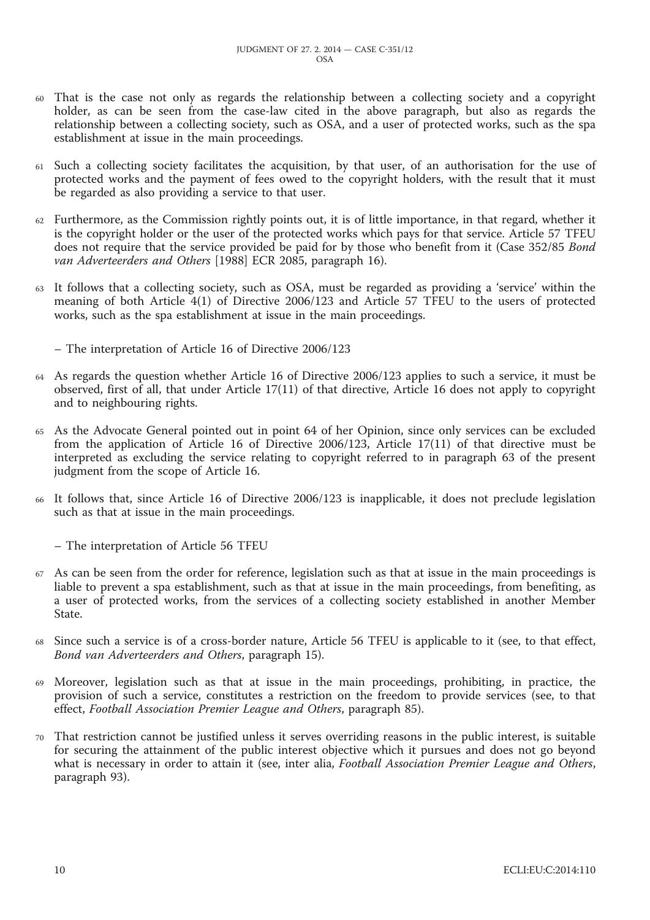60 That is the case not only as regards the relationship between a collecting society and a copyright holder, as can be seen from the case-law cited in the above paragraph, but also as regards the relationship between a collecting society, such as OSA, and a user of protected works, such as the spa establishment at issue in the main proceedings.

61 Such a collecting society facilitates the acquisition, by that user, of an authorisation for the use of protected works and the payment of fees owed to the copyright holders, with the result that it must be regarded as also providing a service to that user.

62 Furthermore, as the Commission rightly points out, it is of little importance, in that regard, whether it is the copyright holder or the user of the protected works which pays for that service. Article 57 TFEU does not require that the service provided be paid for by those who benefit from it (Case 352/85 *Bond van Adverteerders and Others* [1988] ECR 2085, paragraph 16).

63 It follows that a collecting society, such as OSA, must be regarded as providing a 'service' within the meaning of both Article 4(1) of Directive 2006/123 and Article 57 TFEU to the users of protected works, such as the spa establishment at issue in the main proceedings.

– The interpretation of Article 16 of Directive 2006/123

64 As regards the question whether Article 16 of Directive 2006/123 applies to such a service, it must be observed, first of all, that under Article 17(11) of that directive, Article 16 does not apply to copyright and to neighbouring rights.

65 As the Advocate General pointed out in point 64 of her Opinion, since only services can be excluded from the application of Article 16 of Directive 2006/123, Article 17(11) of that directive must be interpreted as excluding the service relating to copyright referred to in paragraph 63 of the present judgment from the scope of Article 16.

66 It follows that, since Article 16 of Directive 2006/123 is inapplicable, it does not preclude legislation such as that at issue in the main proceedings.

– The interpretation of Article 56 TFEU

67 As can be seen from the order for reference, legislation such as that at issue in the main proceedings is liable to prevent a spa establishment, such as that at issue in the main proceedings, from benefiting, as a user of protected works, from the services of a collecting society established in another Member State.

68 Since such a service is of a cross-border nature, Article 56 TFEU is applicable to it (see, to that effect, *Bond van Adverteerders and Others*, paragraph 15).

69 Moreover, legislation such as that at issue in the main proceedings, prohibiting, in practice, the provision of such a service, constitutes a restriction on the freedom to provide services (see, to that effect, *Football Association Premier League and Others*, paragraph 85).

70 That restriction cannot be justified unless it serves overriding reasons in the public interest, is suitable for securing the attainment of the public interest objective which it pursues and does not go beyond what is necessary in order to attain it (see, inter alia, *Football Association Premier League and Others*, paragraph 93).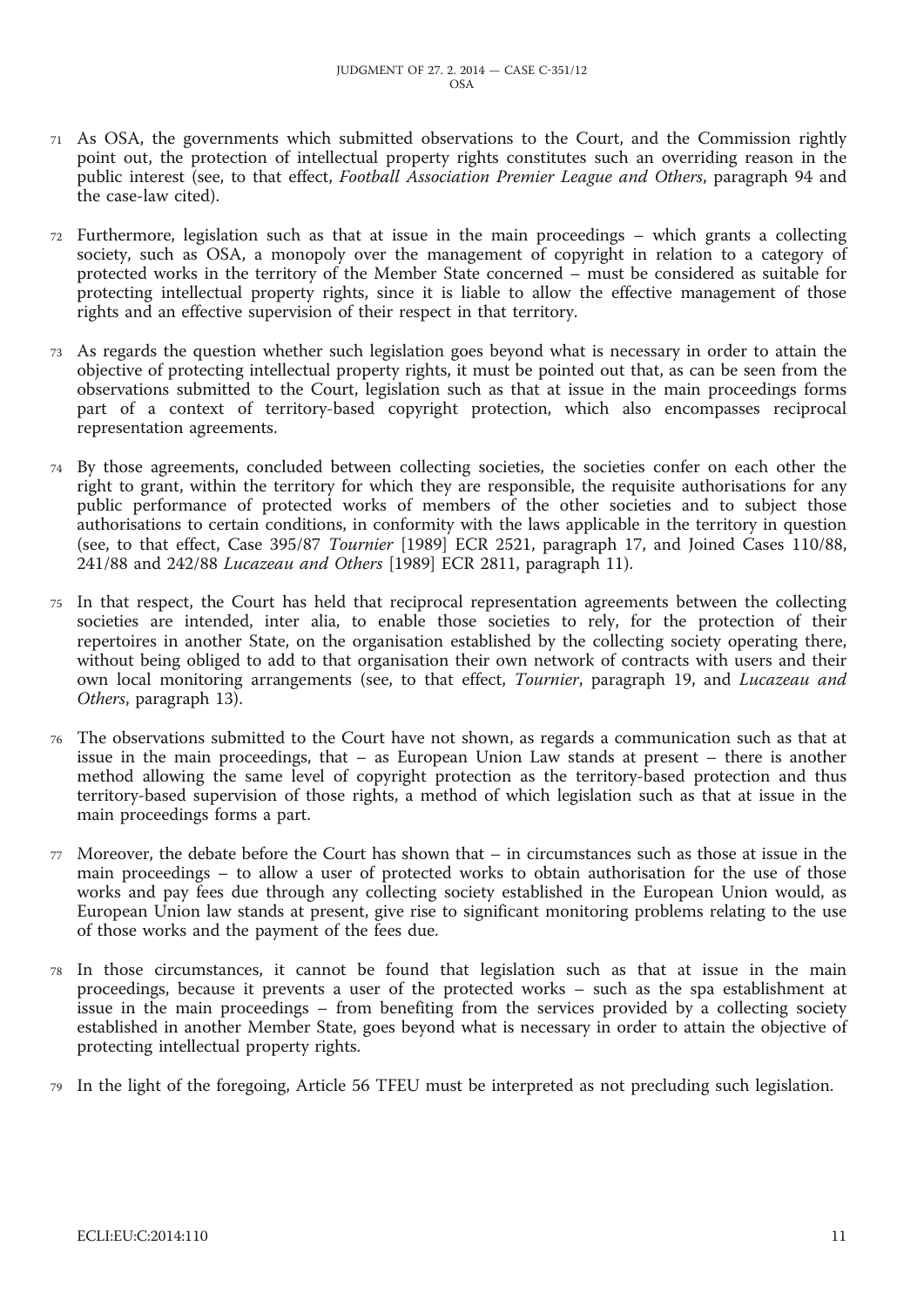71 As OSA, the governments which submitted observations to the Court, and the Commission rightly point out, the protection of intellectual property rights constitutes such an overriding reason in the public interest (see, to that effect, *Football Association Premier League and Others*, paragraph 94 and the case-law cited).

72 Furthermore, legislation such as that at issue in the main proceedings – which grants a collecting society, such as OSA, a monopoly over the management of copyright in relation to a category of protected works in the territory of the Member State concerned – must be considered as suitable for protecting intellectual property rights, since it is liable to allow the effective management of those rights and an effective supervision of their respect in that territory.

73 As regards the question whether such legislation goes beyond what is necessary in order to attain the objective of protecting intellectual property rights, it must be pointed out that, as can be seen from the observations submitted to the Court, legislation such as that at issue in the main proceedings forms part of a context of territory-based copyright protection, which also encompasses reciprocal representation agreements.

74 By those agreements, concluded between collecting societies, the societies confer on each other the right to grant, within the territory for which they are responsible, the requisite authorisations for any public performance of protected works of members of the other societies and to subject those authorisations to certain conditions, in conformity with the laws applicable in the territory in question (see, to that effect, Case 395/87 *Tournier* [1989] ECR 2521, paragraph 17, and Joined Cases 110/88, 241/88 and 242/88 *Lucazeau and Others* [1989] ECR 2811, paragraph 11).

75 In that respect, the Court has held that reciprocal representation agreements between the collecting societies are intended, inter alia, to enable those societies to rely, for the protection of their repertoires in another State, on the organisation established by the collecting society operating there, without being obliged to add to that organisation their own network of contracts with users and their own local monitoring arrangements (see, to that effect, *Tournier*, paragraph 19, and *Lucazeau and Others*, paragraph 13).

76 The observations submitted to the Court have not shown, as regards a communication such as that at issue in the main proceedings, that – as European Union Law stands at present – there is another method allowing the same level of copyright protection as the territory-based protection and thus territory-based supervision of those rights, a method of which legislation such as that at issue in the main proceedings forms a part.

77 Moreover, the debate before the Court has shown that – in circumstances such as those at issue in the main proceedings – to allow a user of protected works to obtain authorisation for the use of those works and pay fees due through any collecting society established in the European Union would, as European Union law stands at present, give rise to significant monitoring problems relating to the use of those works and the payment of the fees due.

78 In those circumstances, it cannot be found that legislation such as that at issue in the main proceedings, because it prevents a user of the protected works – such as the spa establishment at issue in the main proceedings – from benefiting from the services provided by a collecting society established in another Member State, goes beyond what is necessary in order to attain the objective of protecting intellectual property rights.

79 In the light of the foregoing, Article 56 TFEU must be interpreted as not precluding such legislation.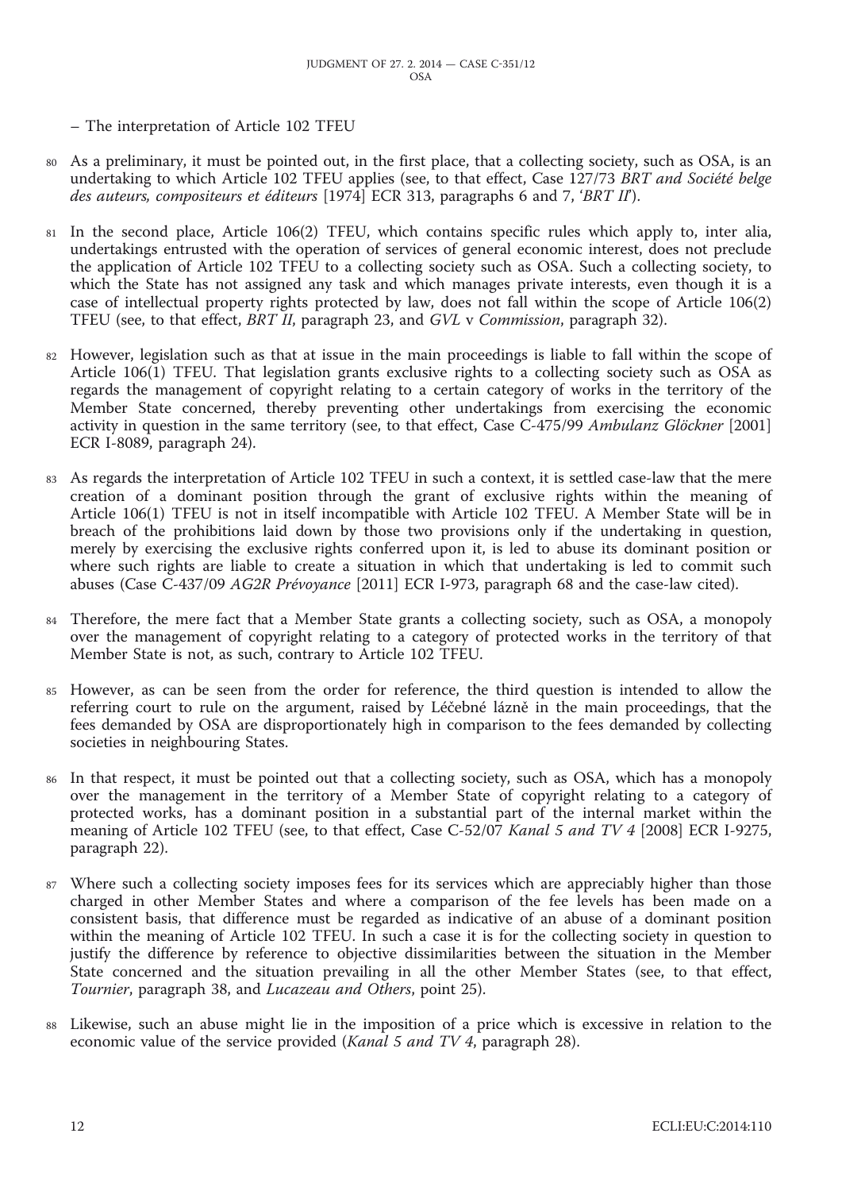– The interpretation of Article 102 TFEU

80 As a preliminary, it must be pointed out, in the first place, that a collecting society, such as OSA, is an undertaking to which Article 102 TFEU applies (see, to that effect, Case 127/73 *BRT and Société belge des auteurs, compositeurs et éditeurs* [1974] ECR 313, paragraphs 6 and 7, '*BRT II*').

81 In the second place, Article 106(2) TFEU, which contains specific rules which apply to, inter alia, undertakings entrusted with the operation of services of general economic interest, does not preclude the application of Article 102 TFEU to a collecting society such as OSA. Such a collecting society, to which the State has not assigned any task and which manages private interests, even though it is a case of intellectual property rights protected by law, does not fall within the scope of Article 106(2) TFEU (see, to that effect, *BRT II*, paragraph 23, and *GVL* v *Commission*, paragraph 32).

82 However, legislation such as that at issue in the main proceedings is liable to fall within the scope of Article 106(1) TFEU. That legislation grants exclusive rights to a collecting society such as OSA as regards the management of copyright relating to a certain category of works in the territory of the Member State concerned, thereby preventing other undertakings from exercising the economic activity in question in the same territory (see, to that effect, Case C-475/99 *Ambulanz Glöckner* [2001] ECR I-8089, paragraph 24).

83 As regards the interpretation of Article 102 TFEU in such a context, it is settled case-law that the mere creation of a dominant position through the grant of exclusive rights within the meaning of Article 106(1) TFEU is not in itself incompatible with Article 102 TFEU. A Member State will be in breach of the prohibitions laid down by those two provisions only if the undertaking in question, merely by exercising the exclusive rights conferred upon it, is led to abuse its dominant position or where such rights are liable to create a situation in which that undertaking is led to commit such abuses (Case C-437/09 *AG2R Prévoyance* [2011] ECR I-973, paragraph 68 and the case-law cited).

84 Therefore, the mere fact that a Member State grants a collecting society, such as OSA, a monopoly over the management of copyright relating to a category of protected works in the territory of that Member State is not, as such, contrary to Article 102 TFEU.

85 However, as can be seen from the order for reference, the third question is intended to allow the referring court to rule on the argument, raised by Léčebné lázně in the main proceedings, that the fees demanded by OSA are disproportionately high in comparison to the fees demanded by collecting societies in neighbouring States.

86 In that respect, it must be pointed out that a collecting society, such as OSA, which has a monopoly over the management in the territory of a Member State of copyright relating to a category of protected works, has a dominant position in a substantial part of the internal market within the meaning of Article 102 TFEU (see, to that effect, Case C-52/07 *Kanal 5 and TV 4* [2008] ECR I-9275, paragraph 22).

87 Where such a collecting society imposes fees for its services which are appreciably higher than those charged in other Member States and where a comparison of the fee levels has been made on a consistent basis, that difference must be regarded as indicative of an abuse of a dominant position within the meaning of Article 102 TFEU. In such a case it is for the collecting society in question to justify the difference by reference to objective dissimilarities between the situation in the Member State concerned and the situation prevailing in all the other Member States (see, to that effect, *Tournier*, paragraph 38, and *Lucazeau and Others*, point 25).

88 Likewise, such an abuse might lie in the imposition of a price which is excessive in relation to the economic value of the service provided (*Kanal 5 and TV 4*, paragraph 28).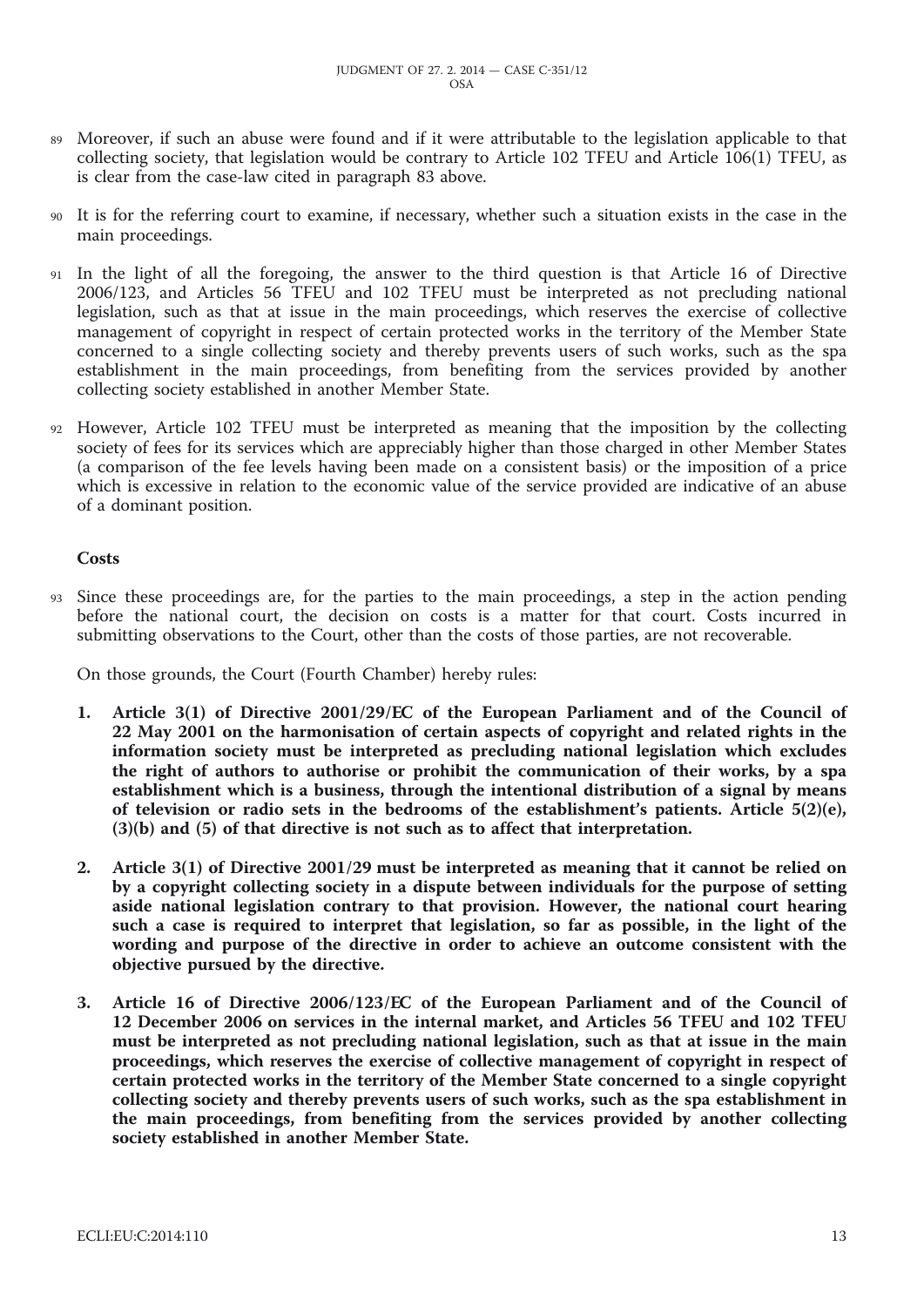89 Moreover, if such an abuse were found and if it were attributable to the legislation applicable to that collecting society, that legislation would be contrary to Article 102 TFEU and Article 106(1) TFEU, as is clear from the case-law cited in paragraph 83 above.

90 It is for the referring court to examine, if necessary, whether such a situation exists in the case in the main proceedings.

91 In the light of all the foregoing, the answer to the third question is that Article 16 of Directive 2006/123, and Articles 56 TFEU and 102 TFEU must be interpreted as not precluding national legislation, such as that at issue in the main proceedings, which reserves the exercise of collective management of copyright in respect of certain protected works in the territory of the Member State concerned to a single collecting society and thereby prevents users of such works, such as the spa establishment in the main proceedings, from benefiting from the services provided by another collecting society established in another Member State.

92 However, Article 102 TFEU must be interpreted as meaning that the imposition by the collecting society of fees for its services which are appreciably higher than those charged in other Member States (a comparison of the fee levels having been made on a consistent basis) or the imposition of a price which is excessive in relation to the economic value of the service provided are indicative of an abuse of a dominant position.

**Costs**

93 Since these proceedings are, for the parties to the main proceedings, a step in the action pending before the national court, the decision on costs is a matter for that court. Costs incurred in submitting observations to the Court, other than the costs of those parties, are not recoverable.

On those grounds, the Court (Fourth Chamber) hereby rules:

1. **Article 3(1) of Directive 2001/29/EC of the European Parliament and of the Council of 22 May 2001 on the harmonisation of certain aspects of copyright and related rights in the information society must be interpreted as precluding national legislation which excludes the right of authors to authorise or prohibit the communication of their works, by a spa establishment which is a business, through the intentional distribution of a signal by means of television or radio sets in the bedrooms of the establishment's patients. Article 5(2)(e), (3)(b) and (5) of that directive is not such as to affect that interpretation.**

2. **Article 3(1) of Directive 2001/29 must be interpreted as meaning that it cannot be relied on by a copyright collecting society in a dispute between individuals for the purpose of setting aside national legislation contrary to that provision. However, the national court hearing such a case is required to interpret that legislation, so far as possible, in the light of the wording and purpose of the directive in order to achieve an outcome consistent with the objective pursued by the directive.**

3. **Article 16 of Directive 2006/123/EC of the European Parliament and of the Council of 12 December 2006 on services in the internal market, and Articles 56 TFEU and 102 TFEU must be interpreted as not precluding national legislation, such as that at issue in the main proceedings, which reserves the exercise of collective management of copyright in respect of certain protected works in the territory of the Member State concerned to a single copyright collecting society and thereby prevents users of such works, such as the spa establishment in the main proceedings, from benefiting from the services provided by another collecting society established in another Member State.**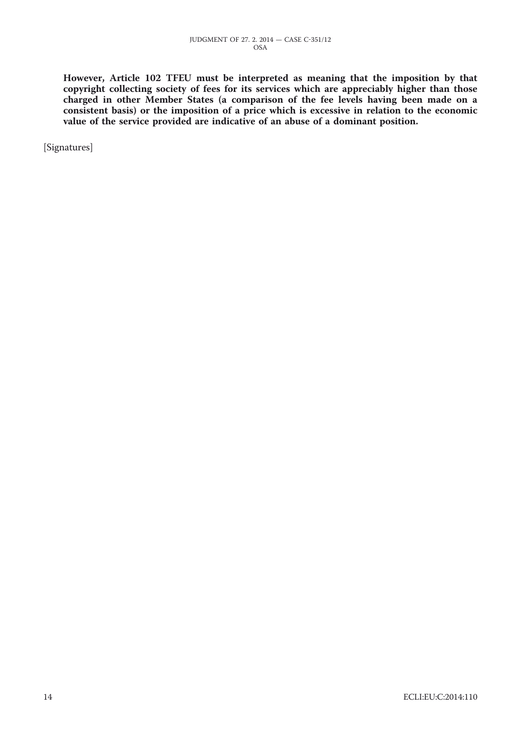**However, Article 102 TFEU must be interpreted as meaning that the imposition by that copyright collecting society of fees for its services which are appreciably higher than those charged in other Member States (a comparison of the fee levels having been made on a consistent basis) or the imposition of a price which is excessive in relation to the economic value of the service provided are indicative of an abuse of a dominant position.**

[Signatures]